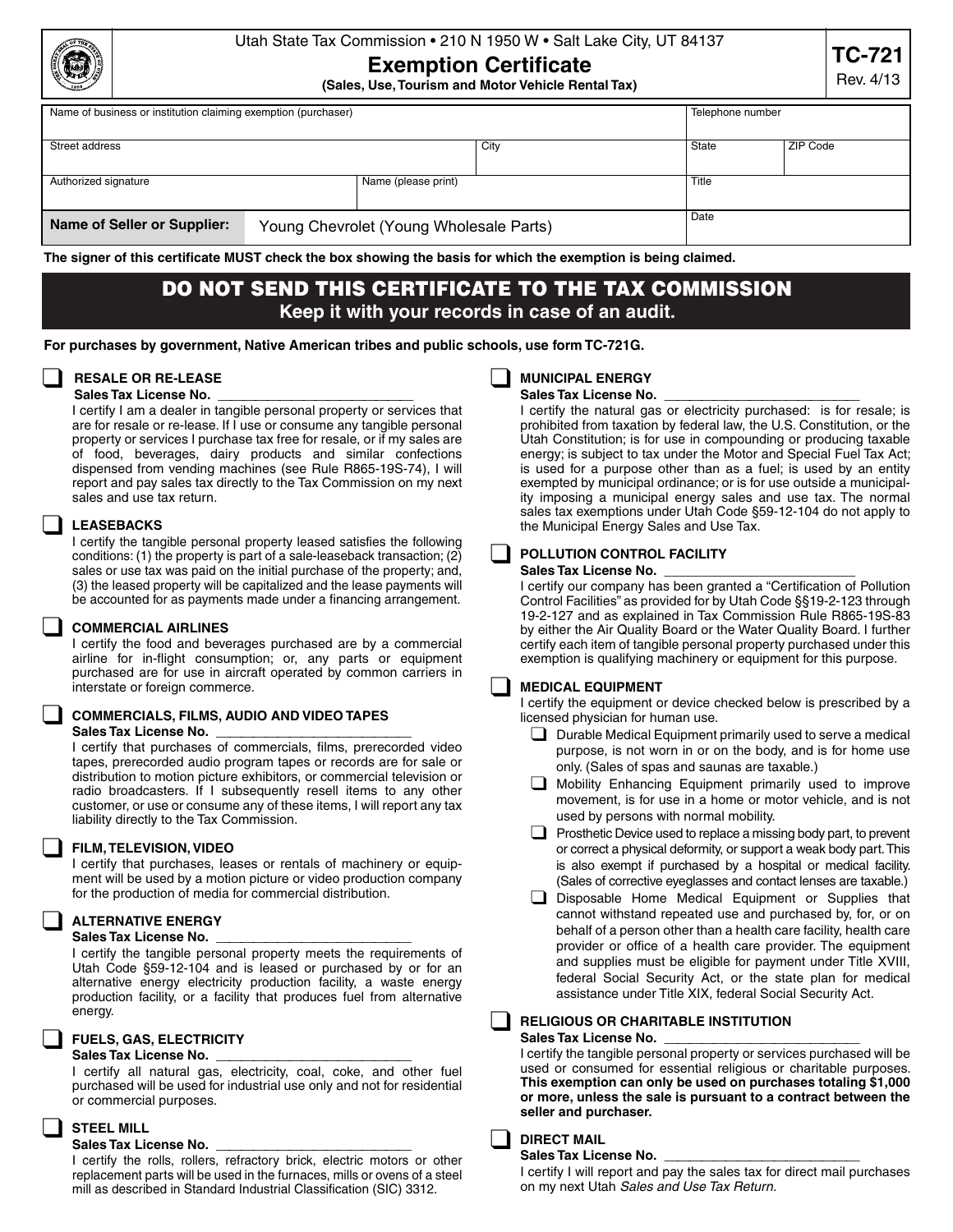Utah State Tax Commission • 210 N 1950 W • Salt Lake City, UT 84137

# Exemption Certificate

**(Sales, Use, Tourism and Motor Vehicle Rental Tax)**

**TC-721**
Rev. 4/13

| Name of business or institution claiming exemption (purchaser) | | | Telephone number | |
|---|---|---|---|---|
| Street address | | City | State | ZIP Code |
| Authorized signature | Name (please print) | | Title | |
| **Name of Seller or Supplier:** | Young Chevrolet (Young Wholesale Parts) | | Date | |

**The signer of this certificate MUST check the box showing the basis for which the exemption is being claimed.**

## DO NOT SEND THIS CERTIFICATE TO THE TAX COMMISSION

**Keep it with your records in case of an audit.**

**For purchases by government, Native American tribes and public schools, use form TC-721G.**

☐ **RESALE OR RE-LEASE**
**Sales Tax License No.** ___________________________
I certify I am a dealer in tangible personal property or services that are for resale or re-lease. If I use or consume any tangible personal property or services I purchase tax free for resale, or if my sales are of food, beverages, dairy products and similar confections dispensed from vending machines (see Rule R865-19S-74), I will report and pay sales tax directly to the Tax Commission on my next sales and use tax return.

☐ **LEASEBACKS**
I certify the tangible personal property leased satisfies the following conditions: (1) the property is part of a sale-leaseback transaction; (2) sales or use tax was paid on the initial purchase of the property; and, (3) the leased property will be capitalized and the lease payments will be accounted for as payments made under a financing arrangement.

☐ **COMMERCIAL AIRLINES**
I certify the food and beverages purchased are by a commercial airline for in-flight consumption; or, any parts or equipment purchased are for use in aircraft operated by common carriers in interstate or foreign commerce.

☐ **COMMERCIALS, FILMS, AUDIO AND VIDEO TAPES**
**Sales Tax License No.** ___________________________
I certify that purchases of commercials, films, prerecorded video tapes, prerecorded audio program tapes or records are for sale or distribution to motion picture exhibitors, or commercial television or radio broadcasters. If I subsequently resell items to any other customer, or use or consume any of these items, I will report any tax liability directly to the Tax Commission.

☐ **FILM, TELEVISION, VIDEO**
I certify that purchases, leases or rentals of machinery or equipment will be used by a motion picture or video production company for the production of media for commercial distribution.

☐ **ALTERNATIVE ENERGY**
**Sales Tax License No.** ___________________________
I certify the tangible personal property meets the requirements of Utah Code §59-12-104 and is leased or purchased by or for an alternative energy electricity production facility, a waste energy production facility, or a facility that produces fuel from alternative energy.

☐ **FUELS, GAS, ELECTRICITY**
**Sales Tax License No.** ___________________________
I certify all natural gas, electricity, coal, coke, and other fuel purchased will be used for industrial use only and not for residential or commercial purposes.

☐ **STEEL MILL**
**Sales Tax License No.** ___________________________
I certify the rolls, rollers, refractory brick, electric motors or other replacement parts will be used in the furnaces, mills or ovens of a steel mill as described in Standard Industrial Classification (SIC) 3312.

☐ **MUNICIPAL ENERGY**
**Sales Tax License No.** ___________________________
I certify the natural gas or electricity purchased: is for resale; is prohibited from taxation by federal law, the U.S. Constitution, or the Utah Constitution; is for use in compounding or producing taxable energy; is subject to tax under the Motor and Special Fuel Tax Act; is used for a purpose other than as a fuel; is used by an entity exempted by municipal ordinance; or is for use outside a municipality imposing a municipal energy sales and use tax. The normal sales tax exemptions under Utah Code §59-12-104 do not apply to the Municipal Energy Sales and Use Tax.

☐ **POLLUTION CONTROL FACILITY**
**Sales Tax License No.** ___________________________
I certify our company has been granted a "Certification of Pollution Control Facilities" as provided for by Utah Code §§19-2-123 through 19-2-127 and as explained in Tax Commission Rule R865-19S-83 by either the Air Quality Board or the Water Quality Board. I further certify each item of tangible personal property purchased under this exemption is qualifying machinery or equipment for this purpose.

☐ **MEDICAL EQUIPMENT**
I certify the equipment or device checked below is prescribed by a licensed physician for human use.

- ☐ Durable Medical Equipment primarily used to serve a medical purpose, is not worn in or on the body, and is for home use only. (Sales of spas and saunas are taxable.)
- ☐ Mobility Enhancing Equipment primarily used to improve movement, is for use in a home or motor vehicle, and is not used by persons with normal mobility.
- ☐ Prosthetic Device used to replace a missing body part, to prevent or correct a physical deformity, or support a weak body part. This is also exempt if purchased by a hospital or medical facility. (Sales of corrective eyeglasses and contact lenses are taxable.)
- ☐ Disposable Home Medical Equipment or Supplies that cannot withstand repeated use and purchased by, for, or on behalf of a person other than a health care facility, health care provider or office of a health care provider. The equipment and supplies must be eligible for payment under Title XVIII, federal Social Security Act, or the state plan for medical assistance under Title XIX, federal Social Security Act.

☐ **RELIGIOUS OR CHARITABLE INSTITUTION**
**Sales Tax License No.** ___________________________
I certify the tangible personal property or services purchased will be used or consumed for essential religious or charitable purposes. **This exemption can only be used on purchases totaling $1,000 or more, unless the sale is pursuant to a contract between the seller and purchaser.**

☐ **DIRECT MAIL**
**Sales Tax License No.** ___________________________
I certify I will report and pay the sales tax for direct mail purchases on my next Utah *Sales and Use Tax Return.*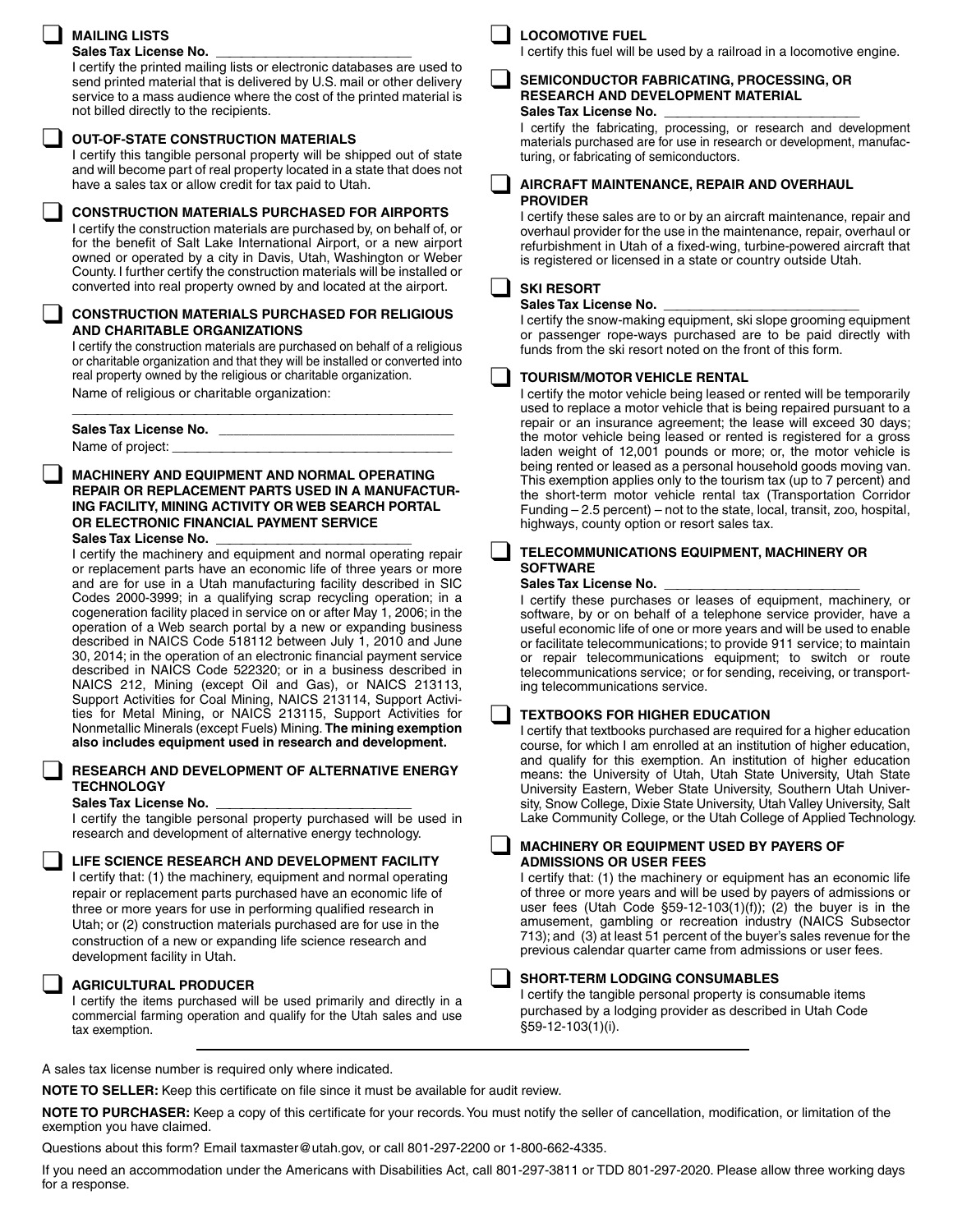☐ **MAILING LISTS**

**Sales Tax License No.** ____________________

I certify the printed mailing lists or electronic databases are used to send printed material that is delivered by U.S. mail or other delivery service to a mass audience where the cost of the printed material is not billed directly to the recipients.

☐ **OUT-OF-STATE CONSTRUCTION MATERIALS**

I certify this tangible personal property will be shipped out of state and will become part of real property located in a state that does not have a sales tax or allow credit for tax paid to Utah.

☐ **CONSTRUCTION MATERIALS PURCHASED FOR AIRPORTS**

I certify the construction materials are purchased by, on behalf of, or for the benefit of Salt Lake International Airport, or a new airport owned or operated by a city in Davis, Utah, Washington or Weber County. I further certify the construction materials will be installed or converted into real property owned by and located at the airport.

☐ **CONSTRUCTION MATERIALS PURCHASED FOR RELIGIOUS AND CHARITABLE ORGANIZATIONS**

I certify the construction materials are purchased on behalf of a religious or charitable organization and that they will be installed or converted into real property owned by the religious or charitable organization.

Name of religious or charitable organization:

____________________

**Sales Tax License No.** ____________________

Name of project: ____________________

☐ **MACHINERY AND EQUIPMENT AND NORMAL OPERATING REPAIR OR REPLACEMENT PARTS USED IN A MANUFACTURING FACILITY, MINING ACTIVITY OR WEB SEARCH PORTAL OR ELECTRONIC FINANCIAL PAYMENT SERVICE**

**Sales Tax License No.** ____________________

I certify the machinery and equipment and normal operating repair or replacement parts have an economic life of three years or more and are for use in a Utah manufacturing facility described in SIC Codes 2000-3999; in a qualifying scrap recycling operation; in a cogeneration facility placed in service on or after May 1, 2006; in the operation of a Web search portal by a new or expanding business described in NAICS Code 518112 between July 1, 2010 and June 30, 2014; in the operation of an electronic financial payment service described in NAICS Code 522320; or in a business described in NAICS 212, Mining (except Oil and Gas), or NAICS 213113, Support Activities for Coal Mining, NAICS 213114, Support Activities for Metal Mining, or NAICS 213115, Support Activities for Nonmetallic Minerals (except Fuels) Mining. **The mining exemption also includes equipment used in research and development.**

☐ **RESEARCH AND DEVELOPMENT OF ALTERNATIVE ENERGY TECHNOLOGY**

**Sales Tax License No.** ____________________

I certify the tangible personal property purchased will be used in research and development of alternative energy technology.

☐ **LIFE SCIENCE RESEARCH AND DEVELOPMENT FACILITY**

I certify that: (1) the machinery, equipment and normal operating repair or replacement parts purchased have an economic life of three or more years for use in performing qualified research in Utah; or (2) construction materials purchased are for use in the construction of a new or expanding life science research and development facility in Utah.

☐ **AGRICULTURAL PRODUCER**

I certify the items purchased will be used primarily and directly in a commercial farming operation and qualify for the Utah sales and use tax exemption.

☐ **LOCOMOTIVE FUEL**

I certify this fuel will be used by a railroad in a locomotive engine.

☐ **SEMICONDUCTOR FABRICATING, PROCESSING, OR RESEARCH AND DEVELOPMENT MATERIAL**

**Sales Tax License No.** ____________________

I certify the fabricating, processing, or research and development materials purchased are for use in research or development, manufacturing, or fabricating of semiconductors.

☐ **AIRCRAFT MAINTENANCE, REPAIR AND OVERHAUL PROVIDER**

I certify these sales are to or by an aircraft maintenance, repair and overhaul provider for the use in the maintenance, repair, overhaul or refurbishment in Utah of a fixed-wing, turbine-powered aircraft that is registered or licensed in a state or country outside Utah.

☐ **SKI RESORT**

**Sales Tax License No.** ____________________

I certify the snow-making equipment, ski slope grooming equipment or passenger rope-ways purchased are to be paid directly with funds from the ski resort noted on the front of this form.

☐ **TOURISM/MOTOR VEHICLE RENTAL**

I certify the motor vehicle being leased or rented will be temporarily used to replace a motor vehicle that is being repaired pursuant to a repair or an insurance agreement; the lease will exceed 30 days; the motor vehicle being leased or rented is registered for a gross laden weight of 12,001 pounds or more; or, the motor vehicle is being rented or leased as a personal household goods moving van. This exemption applies only to the tourism tax (up to 7 percent) and the short-term motor vehicle rental tax (Transportation Corridor Funding – 2.5 percent) – not to the state, local, transit, zoo, hospital, highways, county option or resort sales tax.

☐ **TELECOMMUNICATIONS EQUIPMENT, MACHINERY OR SOFTWARE**

**Sales Tax License No.** ____________________

I certify these purchases or leases of equipment, machinery, or software, by or on behalf of a telephone service provider, have a useful economic life of one or more years and will be used to enable or facilitate telecommunications; to provide 911 service; to maintain or repair telecommunications equipment; to switch or route telecommunications service; or for sending, receiving, or transporting telecommunications service.

☐ **TEXTBOOKS FOR HIGHER EDUCATION**

I certify that textbooks purchased are required for a higher education course, for which I am enrolled at an institution of higher education, and qualify for this exemption. An institution of higher education means: the University of Utah, Utah State University, Utah State University Eastern, Weber State University, Southern Utah University, Snow College, Dixie State University, Utah Valley University, Salt Lake Community College, or the Utah College of Applied Technology.

☐ **MACHINERY OR EQUIPMENT USED BY PAYERS OF ADMISSIONS OR USER FEES**

I certify that: (1) the machinery or equipment has an economic life of three or more years and will be used by payers of admissions or user fees (Utah Code §59-12-103(1)(f)); (2) the buyer is in the amusement, gambling or recreation industry (NAICS Subsector 713); and (3) at least 51 percent of the buyer's sales revenue for the previous calendar quarter came from admissions or user fees.

☐ **SHORT-TERM LODGING CONSUMABLES**

I certify the tangible personal property is consumable items purchased by a lodging provider as described in Utah Code §59-12-103(1)(i).

---

A sales tax license number is required only where indicated.

**NOTE TO SELLER:** Keep this certificate on file since it must be available for audit review.

**NOTE TO PURCHASER:** Keep a copy of this certificate for your records. You must notify the seller of cancellation, modification, or limitation of the exemption you have claimed.

Questions about this form? Email taxmaster@utah.gov, or call 801-297-2200 or 1-800-662-4335.

If you need an accommodation under the Americans with Disabilities Act, call 801-297-3811 or TDD 801-297-2020. Please allow three working days for a response.